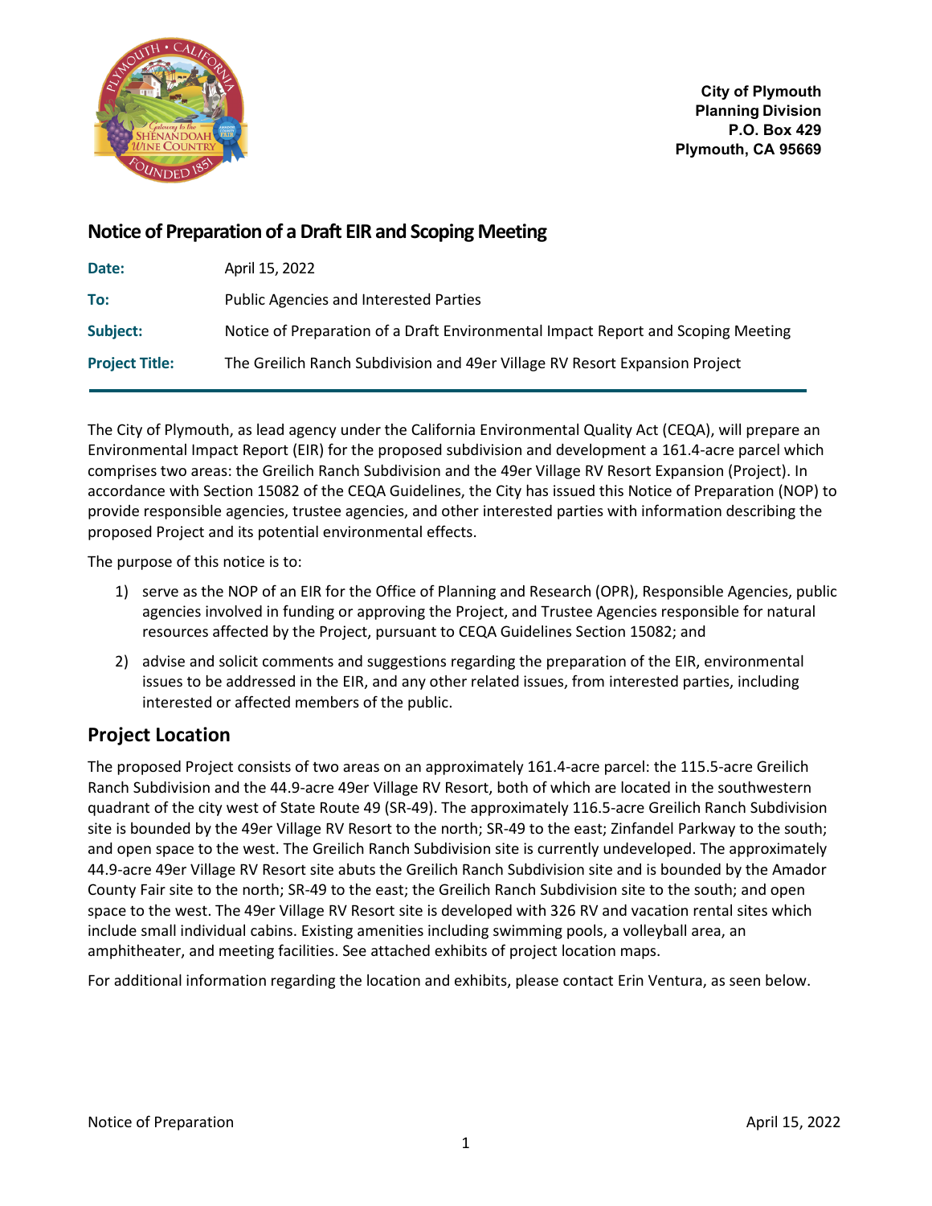City of Plymouth
Planning Division
P.O. Box 429
Plymouth, CA 95669

## Notice of Preparation of a Draft EIR and Scoping Meeting

| | |
|---|---|
| **Date:** | April 15, 2022 |
| **To:** | Public Agencies and Interested Parties |
| **Subject:** | Notice of Preparation of a Draft Environmental Impact Report and Scoping Meeting |
| **Project Title:** | The Greilich Ranch Subdivision and 49er Village RV Resort Expansion Project |

The City of Plymouth, as lead agency under the California Environmental Quality Act (CEQA), will prepare an Environmental Impact Report (EIR) for the proposed subdivision and development a 161.4-acre parcel which comprises two areas: the Greilich Ranch Subdivision and the 49er Village RV Resort Expansion (Project). In accordance with Section 15082 of the CEQA Guidelines, the City has issued this Notice of Preparation (NOP) to provide responsible agencies, trustee agencies, and other interested parties with information describing the proposed Project and its potential environmental effects.

The purpose of this notice is to:

1) serve as the NOP of an EIR for the Office of Planning and Research (OPR), Responsible Agencies, public agencies involved in funding or approving the Project, and Trustee Agencies responsible for natural resources affected by the Project, pursuant to CEQA Guidelines Section 15082; and

2) advise and solicit comments and suggestions regarding the preparation of the EIR, environmental issues to be addressed in the EIR, and any other related issues, from interested parties, including interested or affected members of the public.

## Project Location

The proposed Project consists of two areas on an approximately 161.4-acre parcel: the 115.5-acre Greilich Ranch Subdivision and the 44.9-acre 49er Village RV Resort, both of which are located in the southwestern quadrant of the city west of State Route 49 (SR-49). The approximately 116.5-acre Greilich Ranch Subdivision site is bounded by the 49er Village RV Resort to the north; SR-49 to the east; Zinfandel Parkway to the south; and open space to the west. The Greilich Ranch Subdivision site is currently undeveloped. The approximately 44.9-acre 49er Village RV Resort site abuts the Greilich Ranch Subdivision site and is bounded by the Amador County Fair site to the north; SR-49 to the east; the Greilich Ranch Subdivision site to the south; and open space to the west. The 49er Village RV Resort site is developed with 326 RV and vacation rental sites which include small individual cabins. Existing amenities including swimming pools, a volleyball area, an amphitheater, and meeting facilities. See attached exhibits of project location maps.

For additional information regarding the location and exhibits, please contact Erin Ventura, as seen below.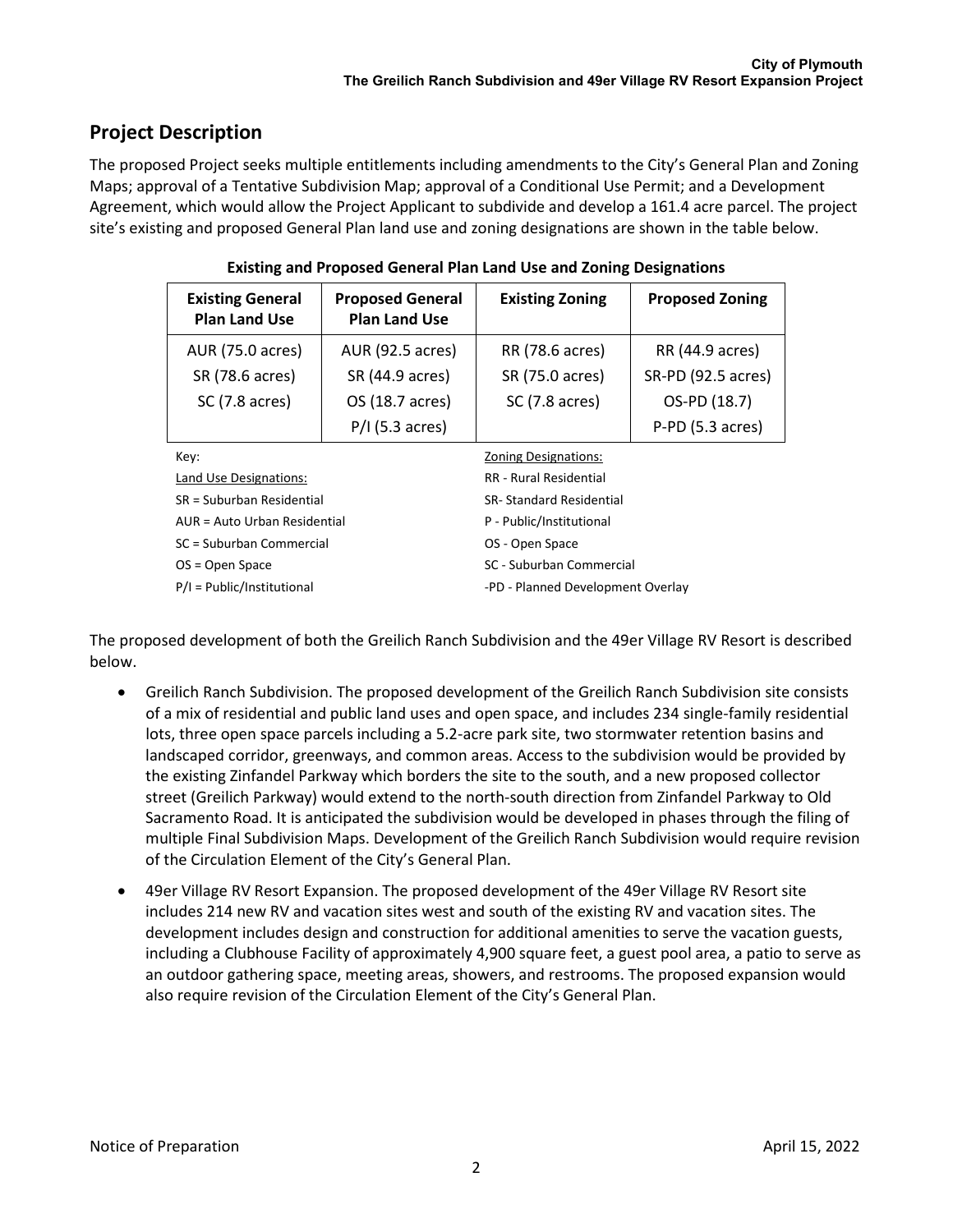## Project Description

The proposed Project seeks multiple entitlements including amendments to the City's General Plan and Zoning Maps; approval of a Tentative Subdivision Map; approval of a Conditional Use Permit; and a Development Agreement, which would allow the Project Applicant to subdivide and develop a 161.4 acre parcel. The project site's existing and proposed General Plan land use and zoning designations are shown in the table below.

**Existing and Proposed General Plan Land Use and Zoning Designations**

| Existing General Plan Land Use | Proposed General Plan Land Use | Existing Zoning | Proposed Zoning |
|---|---|---|---|
| AUR (75.0 acres) | AUR (92.5 acres) | RR (78.6 acres) | RR (44.9 acres) |
| SR (78.6 acres) | SR (44.9 acres) | SR (75.0 acres) | SR-PD (92.5 acres) |
| SC (7.8 acres) | OS (18.7 acres) | SC (7.8 acres) | OS-PD (18.7) |
| | P/I (5.3 acres) | | P-PD (5.3 acres) |

Key:

Land Use Designations:
SR = Suburban Residential
AUR = Auto Urban Residential
SC = Suburban Commercial
OS = Open Space
P/I = Public/Institutional

Zoning Designations:
RR - Rural Residential
SR- Standard Residential
P - Public/Institutional
OS - Open Space
SC - Suburban Commercial
-PD - Planned Development Overlay

The proposed development of both the Greilich Ranch Subdivision and the 49er Village RV Resort is described below.

- Greilich Ranch Subdivision. The proposed development of the Greilich Ranch Subdivision site consists of a mix of residential and public land uses and open space, and includes 234 single-family residential lots, three open space parcels including a 5.2-acre park site, two stormwater retention basins and landscaped corridor, greenways, and common areas. Access to the subdivision would be provided by the existing Zinfandel Parkway which borders the site to the south, and a new proposed collector street (Greilich Parkway) would extend to the north-south direction from Zinfandel Parkway to Old Sacramento Road. It is anticipated the subdivision would be developed in phases through the filing of multiple Final Subdivision Maps. Development of the Greilich Ranch Subdivision would require revision of the Circulation Element of the City's General Plan.
- 49er Village RV Resort Expansion. The proposed development of the 49er Village RV Resort site includes 214 new RV and vacation sites west and south of the existing RV and vacation sites. The development includes design and construction for additional amenities to serve the vacation guests, including a Clubhouse Facility of approximately 4,900 square feet, a guest pool area, a patio to serve as an outdoor gathering space, meeting areas, showers, and restrooms. The proposed expansion would also require revision of the Circulation Element of the City's General Plan.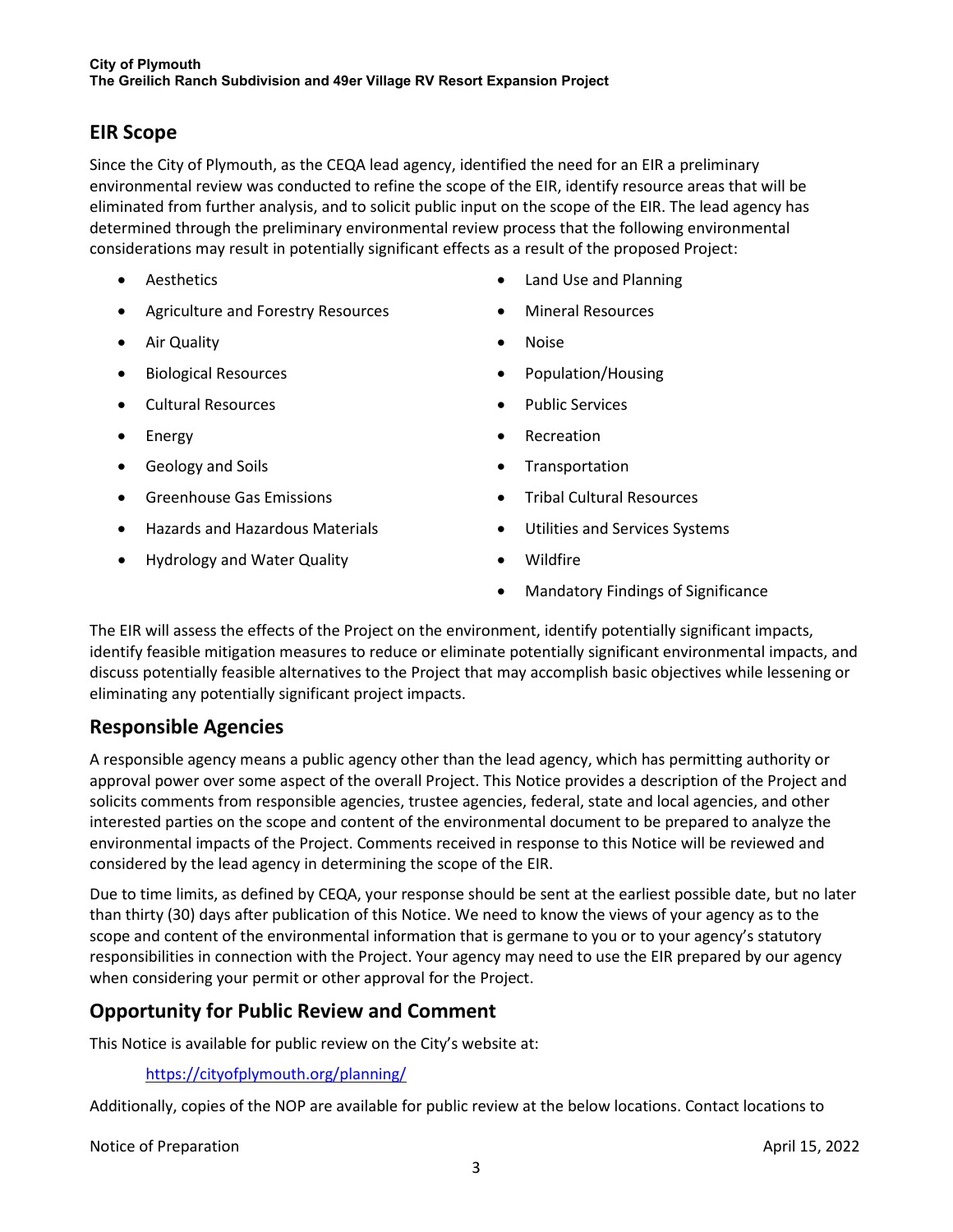## EIR Scope

Since the City of Plymouth, as the CEQA lead agency, identified the need for an EIR a preliminary environmental review was conducted to refine the scope of the EIR, identify resource areas that will be eliminated from further analysis, and to solicit public input on the scope of the EIR. The lead agency has determined through the preliminary environmental review process that the following environmental considerations may result in potentially significant effects as a result of the proposed Project:

- Aesthetics
- Agriculture and Forestry Resources
- Air Quality
- Biological Resources
- Cultural Resources
- Energy
- Geology and Soils
- Greenhouse Gas Emissions
- Hazards and Hazardous Materials
- Hydrology and Water Quality
- Land Use and Planning
- Mineral Resources
- Noise
- Population/Housing
- Public Services
- Recreation
- Transportation
- Tribal Cultural Resources
- Utilities and Services Systems
- Wildfire
- Mandatory Findings of Significance

The EIR will assess the effects of the Project on the environment, identify potentially significant impacts, identify feasible mitigation measures to reduce or eliminate potentially significant environmental impacts, and discuss potentially feasible alternatives to the Project that may accomplish basic objectives while lessening or eliminating any potentially significant project impacts.

## Responsible Agencies

A responsible agency means a public agency other than the lead agency, which has permitting authority or approval power over some aspect of the overall Project. This Notice provides a description of the Project and solicits comments from responsible agencies, trustee agencies, federal, state and local agencies, and other interested parties on the scope and content of the environmental document to be prepared to analyze the environmental impacts of the Project. Comments received in response to this Notice will be reviewed and considered by the lead agency in determining the scope of the EIR.

Due to time limits, as defined by CEQA, your response should be sent at the earliest possible date, but no later than thirty (30) days after publication of this Notice. We need to know the views of your agency as to the scope and content of the environmental information that is germane to you or to your agency's statutory responsibilities in connection with the Project. Your agency may need to use the EIR prepared by our agency when considering your permit or other approval for the Project.

## Opportunity for Public Review and Comment

This Notice is available for public review on the City's website at:

https://cityofplymouth.org/planning/

Additionally, copies of the NOP are available for public review at the below locations. Contact locations to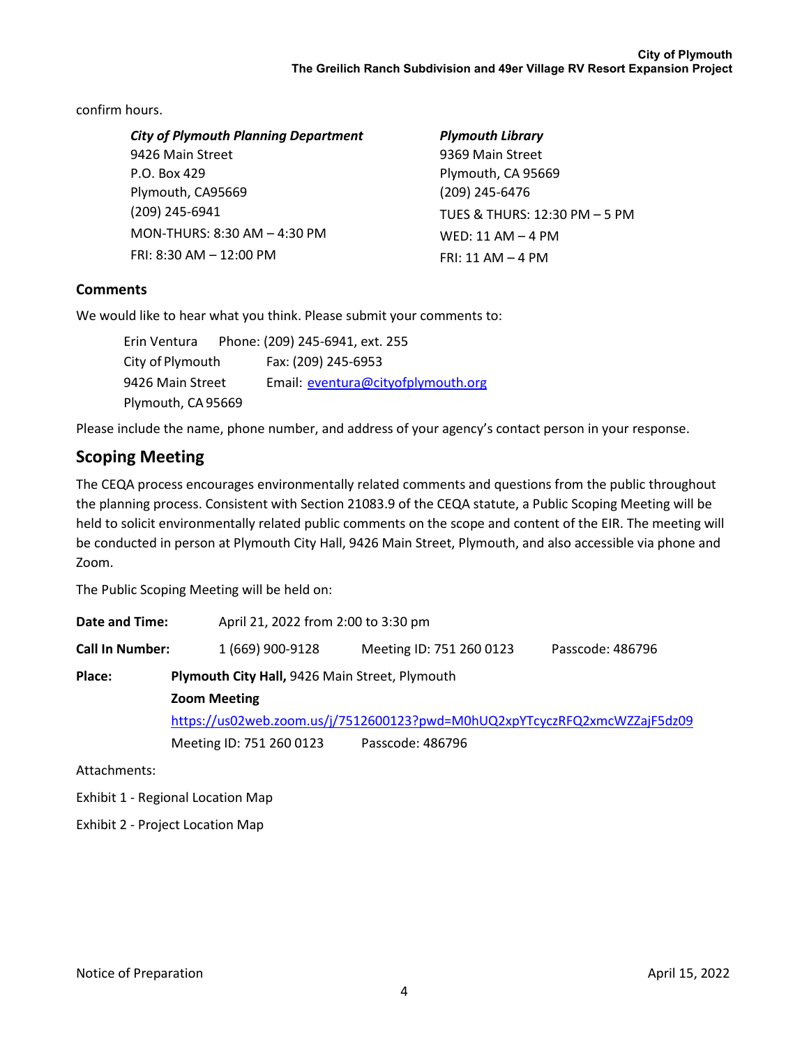confirm hours.

***City of Plymouth Planning Department***
9426 Main Street
P.O. Box 429
Plymouth, CA95669
(209) 245-6941
MON-THURS: 8:30 AM – 4:30 PM
FRI: 8:30 AM – 12:00 PM

***Plymouth Library***
9369 Main Street
Plymouth, CA 95669
(209) 245-6476
TUES & THURS: 12:30 PM – 5 PM
WED: 11 AM – 4 PM
FRI: 11 AM – 4 PM

### Comments

We would like to hear what you think. Please submit your comments to:

| | |
|---|---|
| Erin Ventura | Phone: (209) 245-6941, ext. 255 |
| City of Plymouth | Fax: (209) 245-6953 |
| 9426 Main Street | Email: eventura@cityofplymouth.org |
| Plymouth, CA 95669 | |

Please include the name, phone number, and address of your agency's contact person in your response.

## Scoping Meeting

The CEQA process encourages environmentally related comments and questions from the public throughout the planning process. Consistent with Section 21083.9 of the CEQA statute, a Public Scoping Meeting will be held to solicit environmentally related public comments on the scope and content of the EIR. The meeting will be conducted in person at Plymouth City Hall, 9426 Main Street, Plymouth, and also accessible via phone and Zoom.

The Public Scoping Meeting will be held on:

**Date and Time:** April 21, 2022 from 2:00 to 3:30 pm

**Call In Number:** 1 (669) 900-9128 Meeting ID: 751 260 0123 Passcode: 486796

**Place:** **Plymouth City Hall,** 9426 Main Street, Plymouth

**Zoom Meeting**

https://us02web.zoom.us/j/7512600123?pwd=M0hUQ2xpYTcyczRFQ2xmcWZZajF5dz09

Meeting ID: 751 260 0123 Passcode: 486796

Attachments:

Exhibit 1 - Regional Location Map

Exhibit 2 - Project Location Map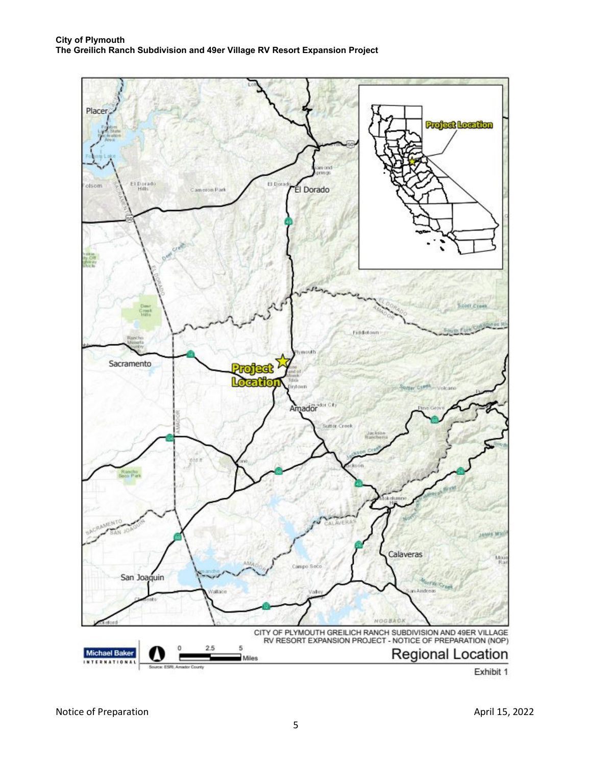CITY OF PLYMOUTH GREILICH RANCH SUBDIVISION AND 49ER VILLAGE RV RESORT EXPANSION PROJECT - NOTICE OF PREPARATION (NOP)

Regional Location

Exhibit 1

Source: ESRI, Amador County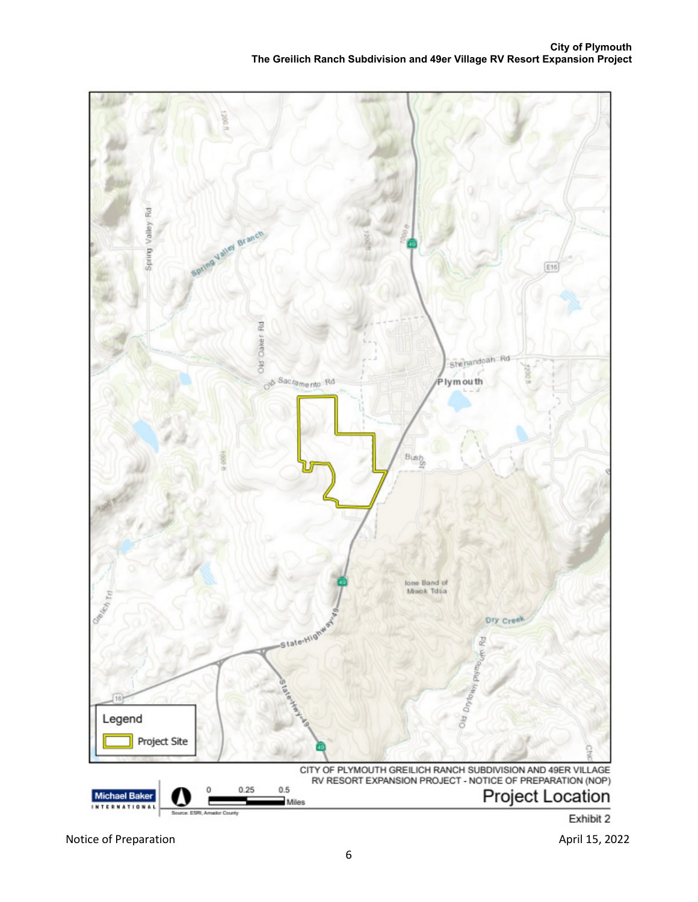Legend

Project Site

CITY OF PLYMOUTH GREILICH RANCH SUBDIVISION AND 49ER VILLAGE RV RESORT EXPANSION PROJECT - NOTICE OF PREPARATION (NOP)

Project Location

0 0.25 0.5 Miles

Michael Baker INTERNATIONAL

Source: ESRI, Amador County

Exhibit 2